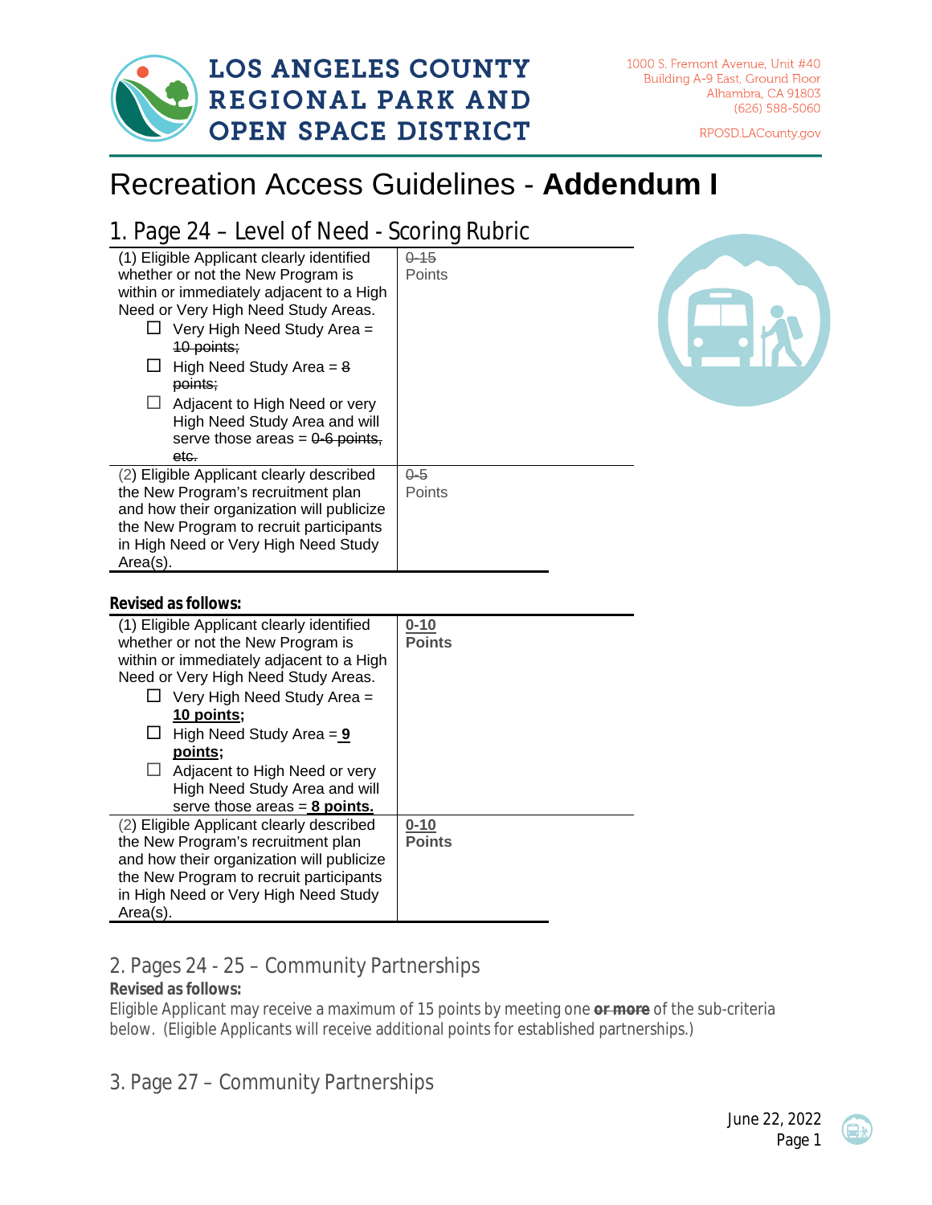# LOS ANGELES COUNTY REGIONAL PARK AND OPEN SPACE DISTRICT

1000 S. Fremont Avenue, Unit #40
Building A-9 East, Ground Floor
Alhambra, CA 91803
(626) 588-5060

RPOSD.LACounty.gov

# Recreation Access Guidelines - **Addendum I**

## 1. Page 24 – Level of Need - Scoring Rubric

| | |
|---|---|
| (1) Eligible Applicant clearly identified whether or not the New Program is within or immediately adjacent to a High Need or Very High Need Study Areas.<br>☐ Very High Need Study Area = ~~10 points;~~<br>☐ High Need Study Area = ~~8 points;~~<br>☐ Adjacent to High Need or very High Need Study Area and will serve those areas = ~~0-6 points, etc.~~ | ~~0-15~~ Points |
| (2) Eligible Applicant clearly described the New Program's recruitment plan and how their organization will publicize the New Program to recruit participants in High Need or Very High Need Study Area(s). | ~~0-5~~ Points |

**Revised as follows:**

| | |
|---|---|
| (1) Eligible Applicant clearly identified whether or not the New Program is within or immediately adjacent to a High Need or Very High Need Study Areas.<br>☐ Very High Need Study Area = **<u>10 points</u>;**<br>☐ High Need Study Area = **<u>9 points</u>;**<br>☐ Adjacent to High Need or very High Need Study Area and will serve those areas = **<u>8 points</u>.** | **<u>0-10</u> Points** |
| (2) Eligible Applicant clearly described the New Program's recruitment plan and how their organization will publicize the New Program to recruit participants in High Need or Very High Need Study Area(s). | **<u>0-10</u> Points** |

## 2. Pages 24 - 25 – Community Partnerships

**Revised as follows:**

Eligible Applicant may receive a maximum of 15 points by meeting one ~~**or more**~~ of the sub-criteria below. (Eligible Applicants will receive additional points for established partnerships.)

## 3. Page 27 – Community Partnerships

June 22, 2022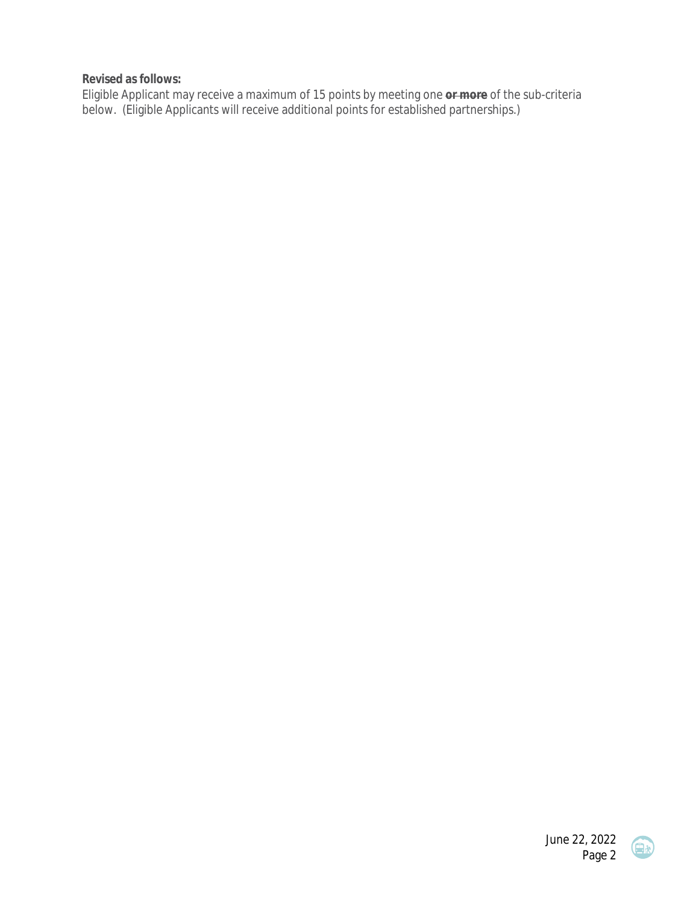**Revised as follows:**

Eligible Applicant may receive a maximum of 15 points by meeting one ~~**or more**~~ of the sub-criteria below. (Eligible Applicants will receive additional points for established partnerships.)